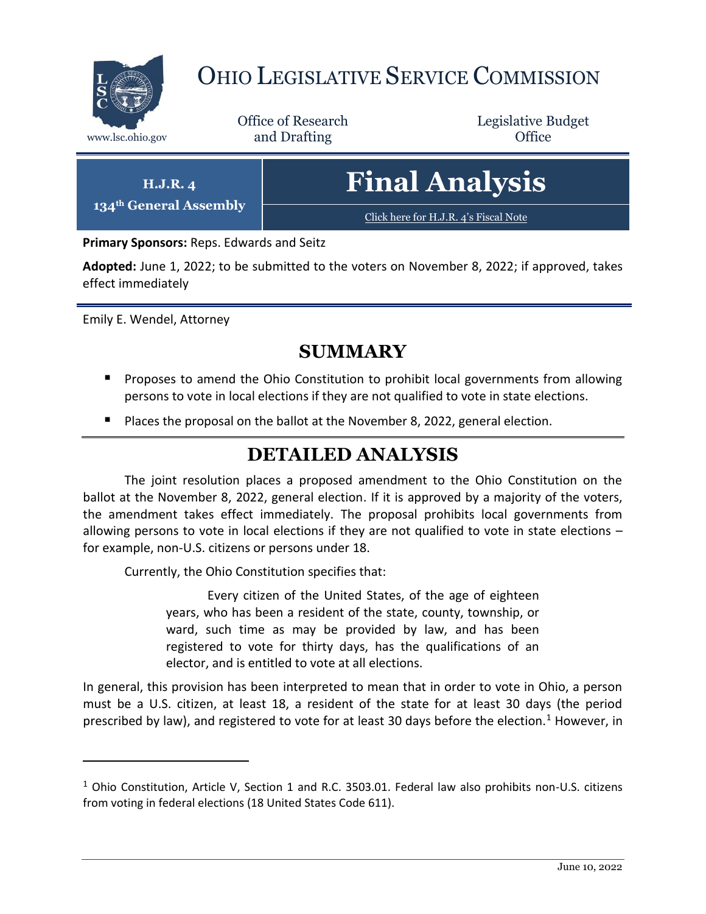# OHIO LEGISLATIVE SERVICE COMMISSION

www.lsc.ohio.gov

Office of Research and Drafting

Legislative Budget Office

**H.J.R. 4**
**134th General Assembly**

# Final Analysis

Click here for H.J.R. 4's Fiscal Note

**Primary Sponsors:** Reps. Edwards and Seitz

**Adopted:** June 1, 2022; to be submitted to the voters on November 8, 2022; if approved, takes effect immediately

Emily E. Wendel, Attorney

## SUMMARY

- Proposes to amend the Ohio Constitution to prohibit local governments from allowing persons to vote in local elections if they are not qualified to vote in state elections.
- Places the proposal on the ballot at the November 8, 2022, general election.

## DETAILED ANALYSIS

The joint resolution places a proposed amendment to the Ohio Constitution on the ballot at the November 8, 2022, general election. If it is approved by a majority of the voters, the amendment takes effect immediately. The proposal prohibits local governments from allowing persons to vote in local elections if they are not qualified to vote in state elections – for example, non-U.S. citizens or persons under 18.

Currently, the Ohio Constitution specifies that:

> Every citizen of the United States, of the age of eighteen years, who has been a resident of the state, county, township, or ward, such time as may be provided by law, and has been registered to vote for thirty days, has the qualifications of an elector, and is entitled to vote at all elections.

In general, this provision has been interpreted to mean that in order to vote in Ohio, a person must be a U.S. citizen, at least 18, a resident of the state for at least 30 days (the period prescribed by law), and registered to vote for at least 30 days before the election.[1] However, in

---

[1] Ohio Constitution, Article V, Section 1 and R.C. 3503.01. Federal law also prohibits non-U.S. citizens from voting in federal elections (18 United States Code 611).

June 10, 2022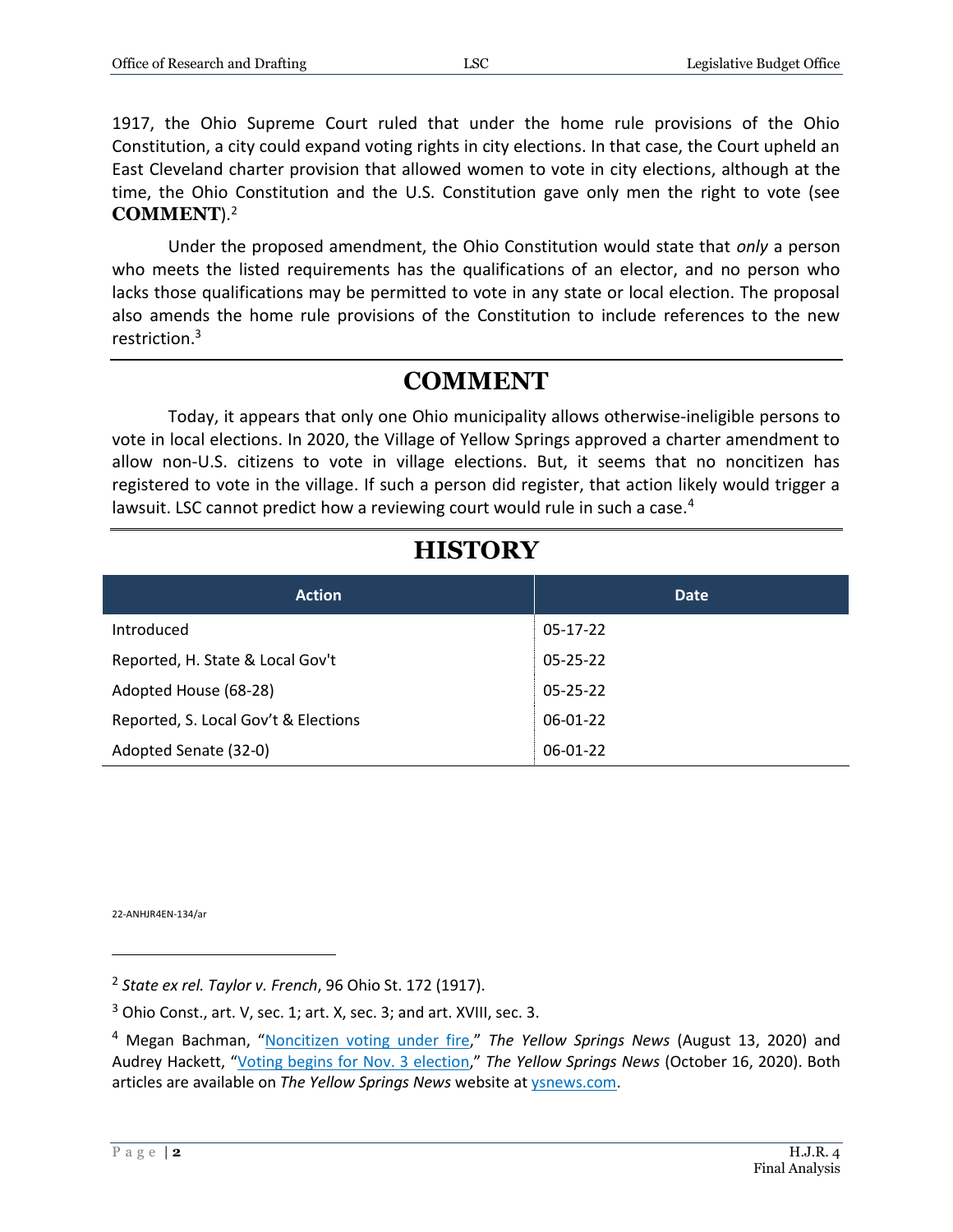1917, the Ohio Supreme Court ruled that under the home rule provisions of the Ohio Constitution, a city could expand voting rights in city elections. In that case, the Court upheld an East Cleveland charter provision that allowed women to vote in city elections, although at the time, the Ohio Constitution and the U.S. Constitution gave only men the right to vote (see **COMMENT**).[2]

Under the proposed amendment, the Ohio Constitution would state that *only* a person who meets the listed requirements has the qualifications of an elector, and no person who lacks those qualifications may be permitted to vote in any state or local election. The proposal also amends the home rule provisions of the Constitution to include references to the new restriction.[3]

# COMMENT

Today, it appears that only one Ohio municipality allows otherwise-ineligible persons to vote in local elections. In 2020, the Village of Yellow Springs approved a charter amendment to allow non-U.S. citizens to vote in village elections. But, it seems that no noncitizen has registered to vote in the village. If such a person did register, that action likely would trigger a lawsuit. LSC cannot predict how a reviewing court would rule in such a case.[4]

# HISTORY

| Action | Date |
|---|---|
| Introduced | 05-17-22 |
| Reported, H. State & Local Gov't | 05-25-22 |
| Adopted House (68-28) | 05-25-22 |
| Reported, S. Local Gov't & Elections | 06-01-22 |
| Adopted Senate (32-0) | 06-01-22 |

22-ANHJR4EN-134/ar

---

[2] *State ex rel. Taylor v. French*, 96 Ohio St. 172 (1917).

[3] Ohio Const., art. V, sec. 1; art. X, sec. 3; and art. XVIII, sec. 3.

[4] Megan Bachman, "Noncitizen voting under fire," *The Yellow Springs News* (August 13, 2020) and Audrey Hackett, "Voting begins for Nov. 3 election," *The Yellow Springs News* (October 16, 2020). Both articles are available on *The Yellow Springs News* website at ysnews.com.